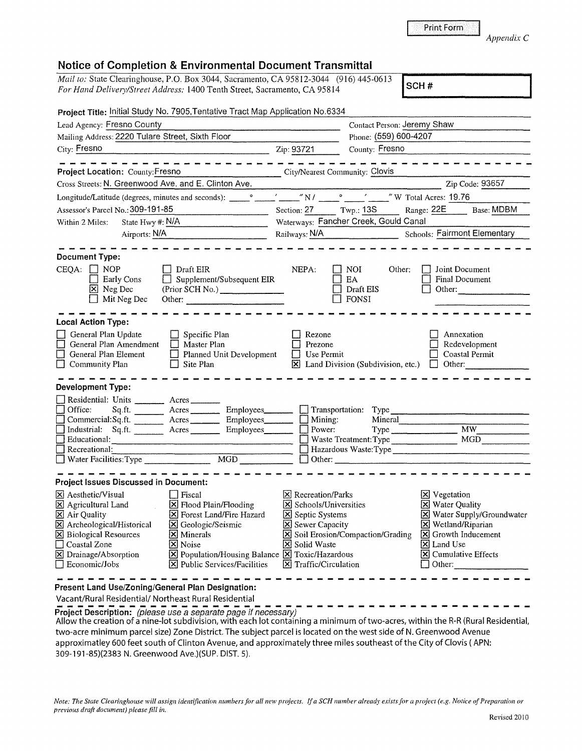Print Form

*Appendix C*

## Notice of Completion & Environmental Document Transmittal

*Mail to:* State Clearinghouse, P.O. Box 3044, Sacramento, CA 95812-3044 (916) 445-0613
*For Hand Delivery/Street Address:* 1400 Tenth Street, Sacramento, CA 95814

**SCH #**

**Project Title:** Initial Study No. 7905,Tentative Tract Map Application No.6334

Lead Agency: Fresno County
Contact Person: Jeremy Shaw
Mailing Address: 2220 Tulare Street, Sixth Floor
Phone: (559) 600-4207
City: Fresno
Zip: 93721
County: Fresno

---

**Project Location:** County:Fresno
City/Nearest Community: Clovis
Cross Streets: N. Greenwood Ave. and E. Clinton Ave.
Zip Code: 93657
Longitude/Latitude (degrees, minutes and seconds): ____° ____′ ____″ N / ____° ____′ ____″ W Total Acres: 19.76
Assessor's Parcel No.: 309-191-85
Section: 27 Twp.: 13S Range: 22E Base: MDBM
Within 2 Miles: State Hwy #: N/A
Waterways: Fancher Creek, Gould Canal
Airports: N/A
Railways: N/A
Schools: Fairmont Elementary

---

**Document Type:**

CEQA: ☐ NOP ☐ Early Cons ☒ Neg Dec ☐ Mit Neg Dec ☐ Draft EIR ☐ Supplement/Subsequent EIR (Prior SCH No.) ______ Other: ______

NEPA: ☐ NOI ☐ EA ☐ Draft EIS ☐ FONSI

Other: ☐ Joint Document ☐ Final Document ☐ Other: ______

---

**Local Action Type:**

☐ General Plan Update ☐ General Plan Amendment ☐ General Plan Element ☐ Community Plan ☐ Specific Plan ☐ Master Plan ☐ Planned Unit Development ☐ Site Plan ☐ Rezone ☐ Prezone ☐ Use Permit ☒ Land Division (Subdivision, etc.) ☐ Annexation ☐ Redevelopment ☐ Coastal Permit ☐ Other: ______

---

**Development Type:**

☐ Residential: Units ______ Acres ______
☐ Office: Sq.ft. ______ Acres ______ Employees ______
☐ Commercial: Sq.ft. ______ Acres ______ Employees ______
☐ Industrial: Sq.ft. ______ Acres ______ Employees ______
☐ Educational: ______
☐ Recreational: ______
☐ Water Facilities: Type ______ MGD ______
☐ Transportation: Type ______
☐ Mining: Mineral ______
☐ Power: Type ______ MW ______
☐ Waste Treatment: Type ______ MGD ______
☐ Hazardous Waste: Type ______
☐ Other: ______

---

**Project Issues Discussed in Document:**

☒ Aesthetic/Visual
☒ Agricultural Land
☒ Air Quality
☒ Archeological/Historical
☒ Biological Resources
☐ Coastal Zone
☒ Drainage/Absorption
☐ Economic/Jobs
☐ Fiscal
☒ Flood Plain/Flooding
☒ Forest Land/Fire Hazard
☒ Geologic/Seismic
☒ Minerals
☒ Noise
☒ Population/Housing Balance
☒ Public Services/Facilities
☒ Recreation/Parks
☒ Schools/Universities
☒ Septic Systems
☒ Sewer Capacity
☒ Soil Erosion/Compaction/Grading
☒ Solid Waste
☒ Toxic/Hazardous
☒ Traffic/Circulation
☒ Vegetation
☒ Water Quality
☒ Water Supply/Groundwater
☒ Wetland/Riparian
☒ Growth Inducement
☒ Land Use
☒ Cumulative Effects
☐ Other: ______

---

**Present Land Use/Zoning/General Plan Designation:**

Vacant/Rural Residential/ Northeast Rural Residential

---

**Project Description:** *(please use a separate page if necessary)*

Allow the creation of a nine-lot subdivision, with each lot containing a minimum of two-acres, within the R-R (Rural Residential, two-acre minimum parcel size) Zone District. The subject parcel is located on the west side of N. Greenwood Avenue approximatley 600 feet south of Clinton Avenue, and approximately three miles southeast of the City of Clovis ( APN: 309-191-85)(2383 N. Greenwood Ave.)(SUP. DIST. 5).

*Note: The State Clearinghouse will assign identification numbers for all new projects. If a SCH number already exists for a project (e.g. Notice of Preparation or previous draft document) please fill in.*

Revised 2010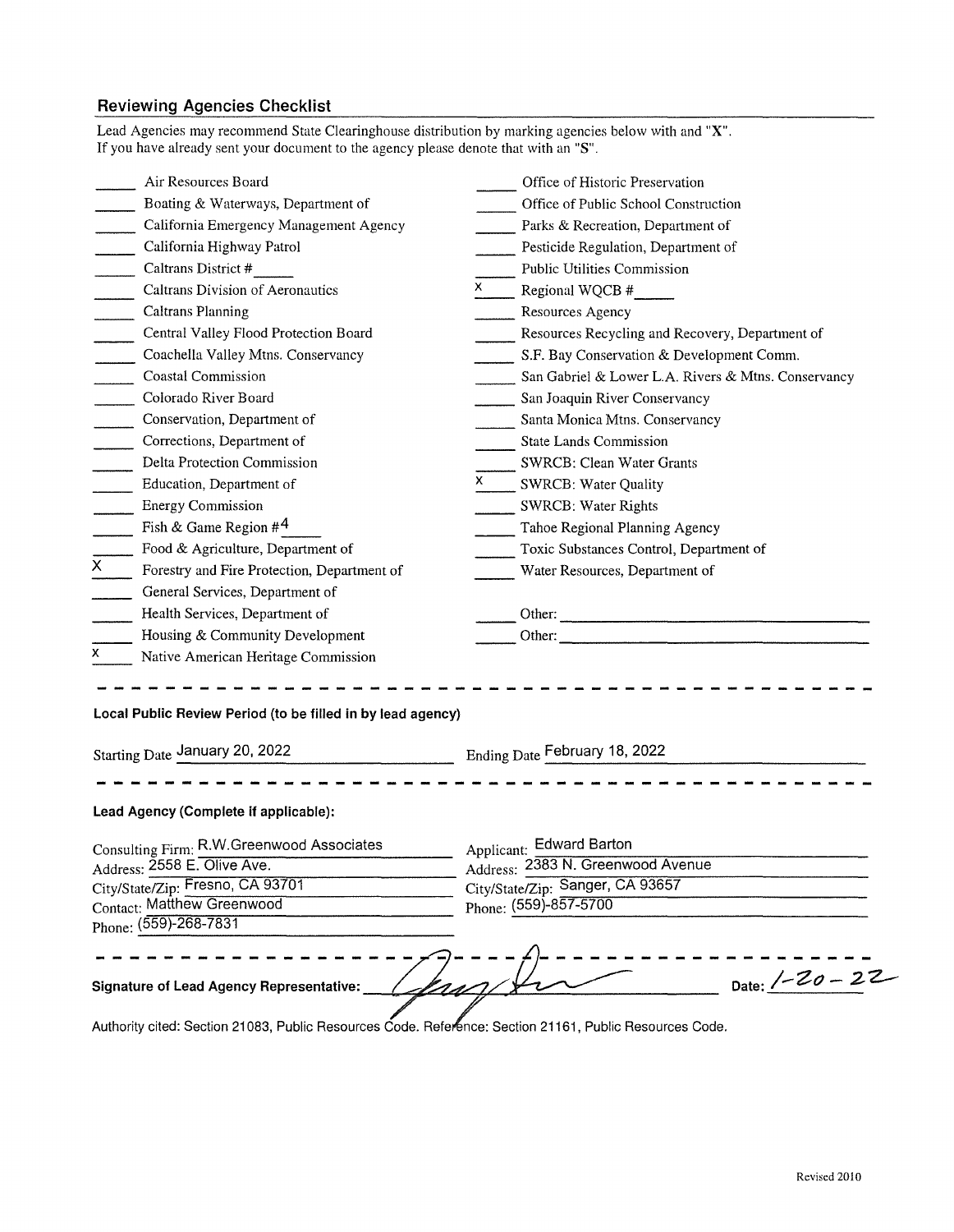## Reviewing Agencies Checklist

Lead Agencies may recommend State Clearinghouse distribution by marking agencies below with and "**X**".
If you have already sent your document to the agency please denote that with an "**S**".

| | | | |
|---|---|---|---|
| ____ | Air Resources Board | ____ | Office of Historic Preservation |
| ____ | Boating & Waterways, Department of | ____ | Office of Public School Construction |
| ____ | California Emergency Management Agency | ____ | Parks & Recreation, Department of |
| ____ | California Highway Patrol | ____ | Pesticide Regulation, Department of |
| ____ | Caltrans District # ____ | ____ | Public Utilities Commission |
| ____ | Caltrans Division of Aeronautics | X | Regional WQCB # ____ |
| ____ | Caltrans Planning | ____ | Resources Agency |
| ____ | Central Valley Flood Protection Board | ____ | Resources Recycling and Recovery, Department of |
| ____ | Coachella Valley Mtns. Conservancy | ____ | S.F. Bay Conservation & Development Comm. |
| ____ | Coastal Commission | ____ | San Gabriel & Lower L.A. Rivers & Mtns. Conservancy |
| ____ | Colorado River Board | ____ | San Joaquin River Conservancy |
| ____ | Conservation, Department of | ____ | Santa Monica Mtns. Conservancy |
| ____ | Corrections, Department of | ____ | State Lands Commission |
| ____ | Delta Protection Commission | ____ | SWRCB: Clean Water Grants |
| ____ | Education, Department of | X | SWRCB: Water Quality |
| ____ | Energy Commission | ____ | SWRCB: Water Rights |
| ____ | Fish & Game Region # 4 | ____ | Tahoe Regional Planning Agency |
| ____ | Food & Agriculture, Department of | ____ | Toxic Substances Control, Department of |
| X | Forestry and Fire Protection, Department of | ____ | Water Resources, Department of |
| ____ | General Services, Department of | | |
| ____ | Health Services, Department of | ____ | Other: ____ |
| ____ | Housing & Community Development | ____ | Other: ____ |
| X | Native American Heritage Commission | | |

**Local Public Review Period (to be filled in by lead agency)**

Starting Date January 20, 2022 Ending Date February 18, 2022

**Lead Agency (Complete if applicable):**

| | |
|---|---|
| Consulting Firm: R.W.Greenwood Associates | Applicant: Edward Barton |
| Address: 2558 E. Olive Ave. | Address: 2383 N. Greenwood Avenue |
| City/State/Zip: Fresno, CA 93701 | City/State/Zip: Sanger, CA 93657 |
| Contact: Matthew Greenwood | Phone: (559)-857-5700 |
| Phone: (559)-268-7831 | |

**Signature of Lead Agency Representative:** [signature] Date: 1-20-22

Authority cited: Section 21083, Public Resources Code. Reference: Section 21161, Public Resources Code.

Revised 2010